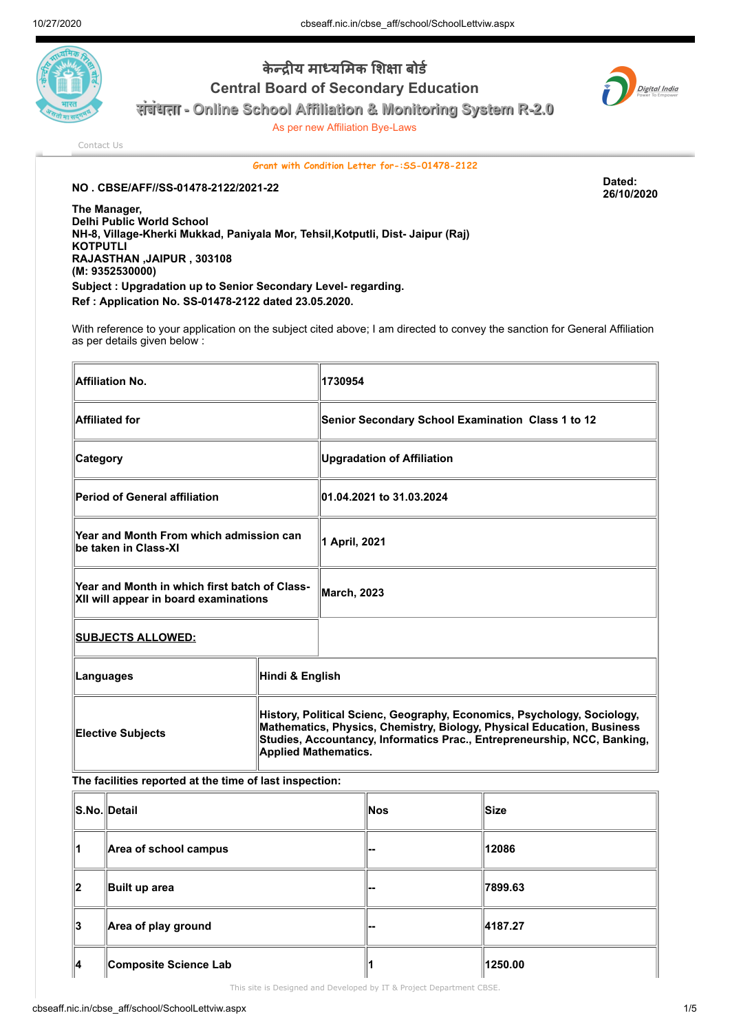# केन्द्रीय माध्यमिक शिक्षा बोर्ड

## Central Board of Secondary Education

## संबंधता - Online School Affiliation & Monitoring System R-2.0

As per new Affiliation Bye-Laws

Contact Us

**Grant with Condition Letter for-:SS-01478-2122**

**NO . CBSE/AFF//SS-01478-2122/2021-22**

**Dated: 26/10/2020**

**The Manager,**
**Delhi Public World School**
**NH-8, Village-Kherki Mukkad, Paniyala Mor, Tehsil,Kotputli, Dist- Jaipur (Raj)**
**KOTPUTLI**
**RAJASTHAN ,JAIPUR , 303108**
**(M: 9352530000)**

**Subject : Upgradation up to Senior Secondary Level- regarding.**

**Ref : Application No. SS-01478-2122 dated 23.05.2020.**

With reference to your application on the subject cited above; I am directed to convey the sanction for General Affiliation as per details given below :

| | |
|---|---|
| **Affiliation No.** | **1730954** |
| **Affiliated for** | **Senior Secondary School Examination Class 1 to 12** |
| **Category** | **Upgradation of Affiliation** |
| **Period of General affiliation** | **01.04.2021 to 31.03.2024** |
| **Year and Month From which admission can be taken in Class-XI** | **1 April, 2021** |
| **Year and Month in which first batch of Class-XII will appear in board examinations** | **March, 2023** |
| **SUBJECTS ALLOWED:** | |
| **Languages** | **Hindi & English** |
| **Elective Subjects** | **History, Political Scienc, Geography, Economics, Psychology, Sociology, Mathematics, Physics, Chemistry, Biology, Physical Education, Business Studies, Accountancy, Informatics Prac., Entrepreneurship, NCC, Banking, Applied Mathematics.** |

**The facilities reported at the time of last inspection:**

| S.No. | Detail | Nos | Size |
|---|---|---|---|
| 1 | Area of school campus | -- | 12086 |
| 2 | Built up area | -- | 7899.63 |
| 3 | Area of play ground | -- | 4187.27 |
| 4 | Composite Science Lab | 1 | 1250.00 |

This site is Designed and Developed by IT & Project Department CBSE.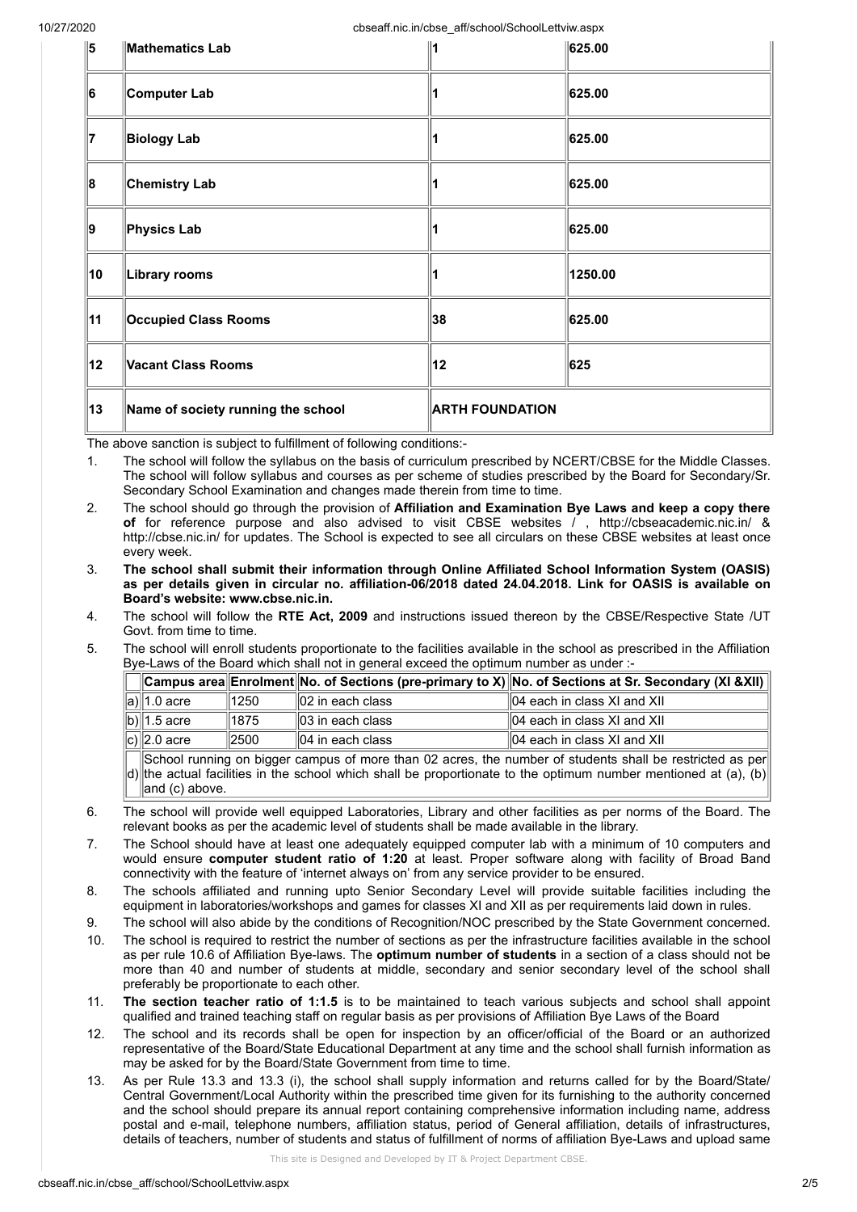| 5 | Mathematics Lab | 1 | 625.00 |
|---|---|---|---|
| 6 | Computer Lab | 1 | 625.00 |
| 7 | Biology Lab | 1 | 625.00 |
| 8 | Chemistry Lab | 1 | 625.00 |
| 9 | Physics Lab | 1 | 625.00 |
| 10 | Library rooms | 1 | 1250.00 |
| 11 | Occupied Class Rooms | 38 | 625.00 |
| 12 | Vacant Class Rooms | 12 | 625 |
| 13 | Name of society running the school | ARTH FOUNDATION | |

The above sanction is subject to fulfillment of following conditions:-

1. The school will follow the syllabus on the basis of curriculum prescribed by NCERT/CBSE for the Middle Classes. The school will follow syllabus and courses as per scheme of studies prescribed by the Board for Secondary/Sr. Secondary School Examination and changes made therein from time to time.
2. The school should go through the provision of **Affiliation and Examination Bye Laws and keep a copy there of** for reference purpose and also advised to visit CBSE websites / , http://cbseacademic.nic.in/ & http://cbse.nic.in/ for updates. The School is expected to see all circulars on these CBSE websites at least once every week.
3. **The school shall submit their information through Online Affiliated School Information System (OASIS) as per details given in circular no. affiliation-06/2018 dated 24.04.2018. Link for OASIS is available on Board's website: www.cbse.nic.in.**
4. The school will follow the **RTE Act, 2009** and instructions issued thereon by the CBSE/Respective State /UT Govt. from time to time.
5. The school will enroll students proportionate to the facilities available in the school as prescribed in the Affiliation Bye-Laws of the Board which shall not in general exceed the optimum number as under :-

| | Campus area | Enrolment | No. of Sections (pre-primary to X) | No. of Sections at Sr. Secondary (XI &XII) |
|---|---|---|---|---|
| a) | 1.0 acre | 1250 | 02 in each class | 04 each in class XI and XII |
| b) | 1.5 acre | 1875 | 03 in each class | 04 each in class XI and XII |
| c) | 2.0 acre | 2500 | 04 in each class | 04 each in class XI and XII |
| d) | School running on bigger campus of more than 02 acres, the number of students shall be restricted as per the actual facilities in the school which shall be proportionate to the optimum number mentioned at (a), (b) and (c) above. | | | |

6. The school will provide well equipped Laboratories, Library and other facilities as per norms of the Board. The relevant books as per the academic level of students shall be made available in the library.
7. The School should have at least one adequately equipped computer lab with a minimum of 10 computers and would ensure **computer student ratio of 1:20** at least. Proper software along with facility of Broad Band connectivity with the feature of 'internet always on' from any service provider to be ensured.
8. The schools affiliated and running upto Senior Secondary Level will provide suitable facilities including the equipment in laboratories/workshops and games for classes XI and XII as per requirements laid down in rules.
9. The school will also abide by the conditions of Recognition/NOC prescribed by the State Government concerned.
10. The school is required to restrict the number of sections as per the infrastructure facilities available in the school as per rule 10.6 of Affiliation Bye-laws. The **optimum number of students** in a section of a class should not be more than 40 and number of students at middle, secondary and senior secondary level of the school shall preferably be proportionate to each other.
11. **The section teacher ratio of 1:1.5** is to be maintained to teach various subjects and school shall appoint qualified and trained teaching staff on regular basis as per provisions of Affiliation Bye Laws of the Board
12. The school and its records shall be open for inspection by an officer/official of the Board or an authorized representative of the Board/State Educational Department at any time and the school shall furnish information as may be asked for by the Board/State Government from time to time.
13. As per Rule 13.3 and 13.3 (i), the school shall supply information and returns called for by the Board/State/ Central Government/Local Authority within the prescribed time given for its furnishing to the authority concerned and the school should prepare its annual report containing comprehensive information including name, address postal and e-mail, telephone numbers, affiliation status, period of General affiliation, details of infrastructures, details of teachers, number of students and status of fulfillment of norms of affiliation Bye-Laws and upload same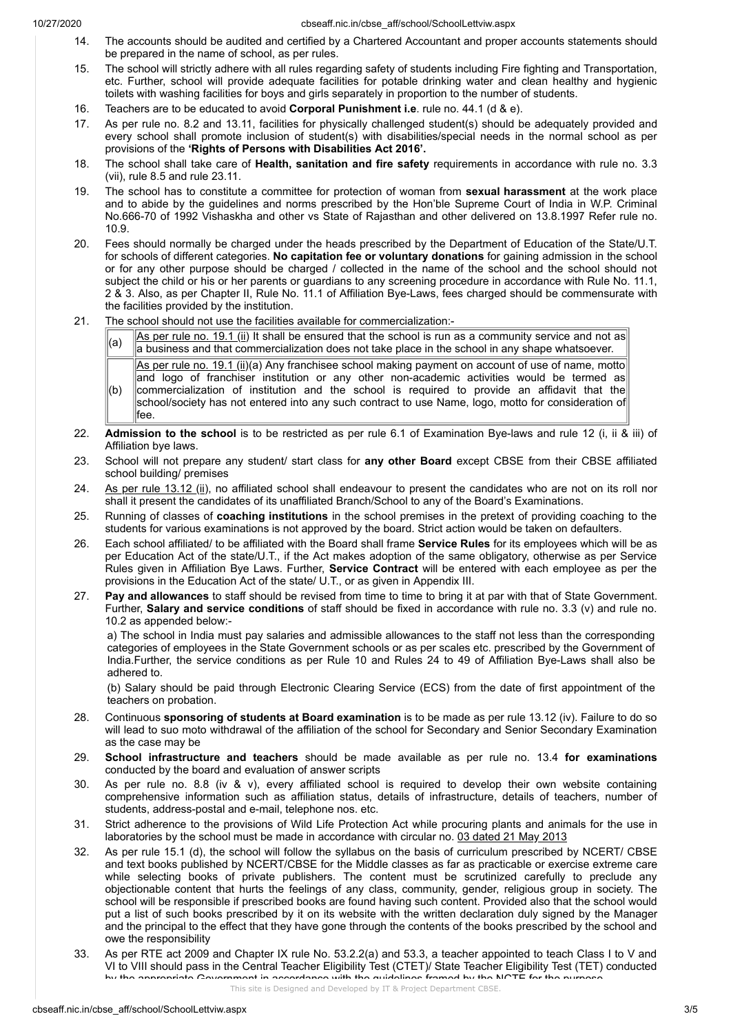14. The accounts should be audited and certified by a Chartered Accountant and proper accounts statements should be prepared in the name of school, as per rules.
15. The school will strictly adhere with all rules regarding safety of students including Fire fighting and Transportation, etc. Further, school will provide adequate facilities for potable drinking water and clean healthy and hygienic toilets with washing facilities for boys and girls separately in proportion to the number of students.
16. Teachers are to be educated to avoid **Corporal Punishment i.e**. rule no. 44.1 (d & e).
17. As per rule no. 8.2 and 13.11, facilities for physically challenged student(s) should be adequately provided and every school shall promote inclusion of student(s) with disabilities/special needs in the normal school as per provisions of the **'Rights of Persons with Disabilities Act 2016'.**
18. The school shall take care of **Health, sanitation and fire safety** requirements in accordance with rule no. 3.3 (vii), rule 8.5 and rule 23.11.
19. The school has to constitute a committee for protection of woman from **sexual harassment** at the work place and to abide by the guidelines and norms prescribed by the Hon'ble Supreme Court of India in W.P. Criminal No.666-70 of 1992 Vishaskha and other vs State of Rajasthan and other delivered on 13.8.1997 Refer rule no. 10.9.
20. Fees should normally be charged under the heads prescribed by the Department of Education of the State/U.T. for schools of different categories. **No capitation fee or voluntary donations** for gaining admission in the school or for any other purpose should be charged / collected in the name of the school and the school should not subject the child or his or her parents or guardians to any screening procedure in accordance with Rule No. 11.1, 2 & 3. Also, as per Chapter II, Rule No. 11.1 of Affiliation Bye-Laws, fees charged should be commensurate with the facilities provided by the institution.
21. The school should not use the facilities available for commercialization:-

| | |
|---|---|
| (a) | As per rule no. 19.1 (ii) It shall be ensured that the school is run as a community service and not as a business and that commercialization does not take place in the school in any shape whatsoever. |
| (b) | As per rule no. 19.1 (ii)(a) Any franchisee school making payment on account of use of name, motto and logo of franchiser institution or any other non-academic activities would be termed as commercialization of institution and the school is required to provide an affidavit that the school/society has not entered into any such contract to use Name, logo, motto for consideration of fee. |

22. **Admission to the school** is to be restricted as per rule 6.1 of Examination Bye-laws and rule 12 (i, ii & iii) of Affiliation bye laws.
23. School will not prepare any student/ start class for **any other Board** except CBSE from their CBSE affiliated school building/ premises
24. As per rule 13.12 (ii), no affiliated school shall endeavour to present the candidates who are not on its roll nor shall it present the candidates of its unaffiliated Branch/School to any of the Board's Examinations.
25. Running of classes of **coaching institutions** in the school premises in the pretext of providing coaching to the students for various examinations is not approved by the board. Strict action would be taken on defaulters.
26. Each school affiliated/ to be affiliated with the Board shall frame **Service Rules** for its employees which will be as per Education Act of the state/U.T., if the Act makes adoption of the same obligatory, otherwise as per Service Rules given in Affiliation Bye Laws. Further, **Service Contract** will be entered with each employee as per the provisions in the Education Act of the state/ U.T., or as given in Appendix III.
27. **Pay and allowances** to staff should be revised from time to time to bring it at par with that of State Government. Further, **Salary and service conditions** of staff should be fixed in accordance with rule no. 3.3 (v) and rule no. 10.2 as appended below:-

    a) The school in India must pay salaries and admissible allowances to the staff not less than the corresponding categories of employees in the State Government schools or as per scales etc. prescribed by the Government of India.Further, the service conditions as per Rule 10 and Rules 24 to 49 of Affiliation Bye-Laws shall also be adhered to.

    (b) Salary should be paid through Electronic Clearing Service (ECS) from the date of first appointment of the teachers on probation.
28. Continuous **sponsoring of students at Board examination** is to be made as per rule 13.12 (iv). Failure to do so will lead to suo moto withdrawal of the affiliation of the school for Secondary and Senior Secondary Examination as the case may be
29. **School infrastructure and teachers** should be made available as per rule no. 13.4 **for examinations** conducted by the board and evaluation of answer scripts
30. As per rule no. 8.8 (iv & v), every affiliated school is required to develop their own website containing comprehensive information such as affiliation status, details of infrastructure, details of teachers, number of students, address-postal and e-mail, telephone nos. etc.
31. Strict adherence to the provisions of Wild Life Protection Act while procuring plants and animals for the use in laboratories by the school must be made in accordance with circular no. 03 dated 21 May 2013
32. As per rule 15.1 (d), the school will follow the syllabus on the basis of curriculum prescribed by NCERT/ CBSE and text books published by NCERT/CBSE for the Middle classes as far as practicable or exercise extreme care while selecting books of private publishers. The content must be scrutinized carefully to preclude any objectionable content that hurts the feelings of any class, community, gender, religious group in society. The school will be responsible if prescribed books are found having such content. Provided also that the school would put a list of such books prescribed by it on its website with the written declaration duly signed by the Manager and the principal to the effect that they have gone through the contents of the books prescribed by the school and owe the responsibility
33. As per RTE act 2009 and Chapter IX rule No. 53.2.2(a) and 53.3, a teacher appointed to teach Class I to V and VI to VIII should pass in the Central Teacher Eligibility Test (CTET)/ State Teacher Eligibility Test (TET) conducted by the appropriate Government in accordance with the guidelines framed by the NCTE for the purpose.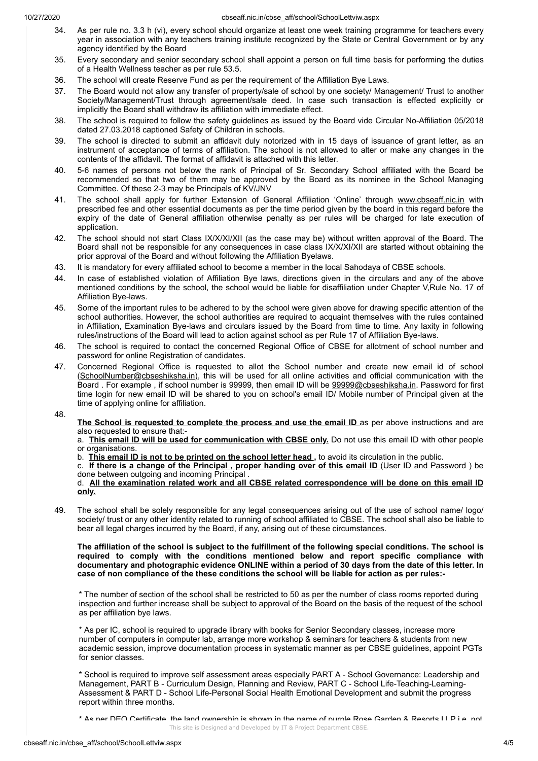34. As per rule no. 3.3 h (vi), every school should organize at least one week training programme for teachers every year in association with any teachers training institute recognized by the State or Central Government or by any agency identified by the Board
35. Every secondary and senior secondary school shall appoint a person on full time basis for performing the duties of a Health Wellness teacher as per rule 53.5.
36. The school will create Reserve Fund as per the requirement of the Affiliation Bye Laws.
37. The Board would not allow any transfer of property/sale of school by one society/ Management/ Trust to another Society/Management/Trust through agreement/sale deed. In case such transaction is effected explicitly or implicitly the Board shall withdraw its affiliation with immediate effect.
38. The school is required to follow the safety guidelines as issued by the Board vide Circular No-Affiliation 05/2018 dated 27.03.2018 captioned Safety of Children in schools.
39. The school is directed to submit an affidavit duly notorized with in 15 days of issuance of grant letter, as an instrument of acceptance of terms of affiliation. The school is not allowed to alter or make any changes in the contents of the affidavit. The format of affidavit is attached with this letter.
40. 5-6 names of persons not below the rank of Principal of Sr. Secondary School affiliated with the Board be recommended so that two of them may be approved by the Board as its nominee in the School Managing Committee. Of these 2-3 may be Principals of KV/JNV
41. The school shall apply for further Extension of General Affiliation 'Online' through www.cbseaff.nic.in with prescribed fee and other essential documents as per the time period given by the board in this regard before the expiry of the date of General affiliation otherwise penalty as per rules will be charged for late execution of application.
42. The school should not start Class IX/X/XI/XII (as the case may be) without written approval of the Board. The Board shall not be responsible for any consequences in case class IX/X/XI/XII are started without obtaining the prior approval of the Board and without following the Affiliation Byelaws.
43. It is mandatory for every affiliated school to become a member in the local Sahodaya of CBSE schools.
44. In case of established violation of Affiliation Bye laws, directions given in the circulars and any of the above mentioned conditions by the school, the school would be liable for disaffiliation under Chapter V,Rule No. 17 of Affiliation Bye-laws.
45. Some of the important rules to be adhered to by the school were given above for drawing specific attention of the school authorities. However, the school authorities are required to acquaint themselves with the rules contained in Affiliation, Examination Bye-laws and circulars issued by the Board from time to time. Any laxity in following rules/instructions of the Board will lead to action against school as per Rule 17 of Affiliation Bye-laws.
46. The school is required to contact the concerned Regional Office of CBSE for allotment of school number and password for online Registration of candidates.
47. Concerned Regional Office is requested to allot the School number and create new email id of school (SchoolNumber@cbseshiksha.in), this will be used for all online activities and official communication with the Board . For example , if school number is 99999, then email ID will be 99999@cbseshiksha.in. Password for first time login for new email ID will be shared to you on school's email ID/ Mobile number of Principal given at the time of applying online for affiliation.
48. **The School is requested to complete the process and use the email ID** as per above instructions and are also requested to ensure that:-

    a. **This email ID will be used for communication with CBSE only.** Do not use this email ID with other people or organisations.

    b. **This email ID is not to be printed on the school letter head ,** to avoid its circulation in the public.

    c. **If there is a change of the Principal , proper handing over of this email ID** (User ID and Password ) be done between outgoing and incoming Principal .

    d. **All the examination related work and all CBSE related correspondence will be done on this email ID only.**
49. The school shall be solely responsible for any legal consequences arising out of the use of school name/ logo/ society/ trust or any other identity related to running of school affiliated to CBSE. The school shall also be liable to bear all legal charges incurred by the Board, if any, arising out of these circumstances.

**The affiliation of the school is subject to the fulfillment of the following special conditions. The school is required to comply with the conditions mentioned below and report specific compliance with documentary and photographic evidence ONLINE within a period of 30 days from the date of this letter. In case of non compliance of the these conditions the school will be liable for action as per rules:-**

* The number of section of the school shall be restricted to 50 as per the number of class rooms reported during inspection and further increase shall be subject to approval of the Board on the basis of the request of the school as per affiliation bye laws.

* As per IC, school is required to upgrade library with books for Senior Secondary classes, increase more number of computers in computer lab, arrange more workshop & seminars for teachers & students from new academic session, improve documentation process in systematic manner as per CBSE guidelines, appoint PGTs for senior classes.

* School is required to improve self assessment areas especially PART A - School Governance: Leadership and Management, PART B - Curriculum Design, Planning and Review, PART C - School Life-Teaching-Learning-Assessment & PART D - School Life-Personal Social Health Emotional Development and submit the progress report within three months.

* As per DEO Certificate, the land ownership is shown in the name of purple Rose Garden & Resorts LLP i.e. not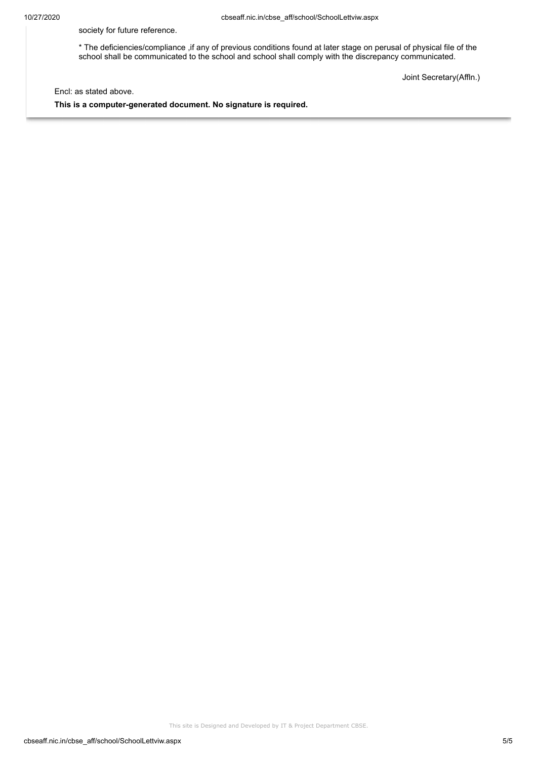society for future reference.

* The deficiencies/compliance ,if any of previous conditions found at later stage on perusal of physical file of the school shall be communicated to the school and school shall comply with the discrepancy communicated.

Joint Secretary(Affln.)

Encl: as stated above.

**This is a computer-generated document. No signature is required.**

This site is Designed and Developed by IT & Project Department CBSE.